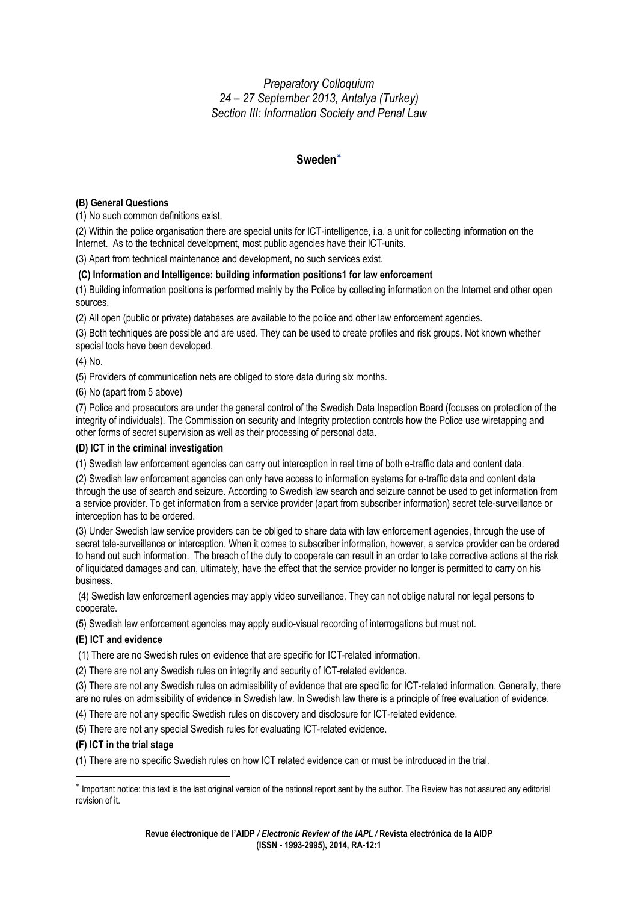*Preparatory Colloquium*
*24 – 27 September 2013, Antalya (Turkey)*
*Section III: Information Society and Penal Law*

## Sweden*

**(B) General Questions**

(1) No such common definitions exist.

(2) Within the police organisation there are special units for ICT-intelligence, i.a. a unit for collecting information on the Internet. As to the technical development, most public agencies have their ICT-units.

(3) Apart from technical maintenance and development, no such services exist.

**(C) Information and Intelligence: building information positions1 for law enforcement**

(1) Building information positions is performed mainly by the Police by collecting information on the Internet and other open sources.

(2) All open (public or private) databases are available to the police and other law enforcement agencies.

(3) Both techniques are possible and are used. They can be used to create profiles and risk groups. Not known whether special tools have been developed.

(4) No.

(5) Providers of communication nets are obliged to store data during six months.

(6) No (apart from 5 above)

(7) Police and prosecutors are under the general control of the Swedish Data Inspection Board (focuses on protection of the integrity of individuals). The Commission on security and Integrity protection controls how the Police use wiretapping and other forms of secret supervision as well as their processing of personal data.

**(D) ICT in the criminal investigation**

(1) Swedish law enforcement agencies can carry out interception in real time of both e-traffic data and content data.

(2) Swedish law enforcement agencies can only have access to information systems for e-traffic data and content data through the use of search and seizure. According to Swedish law search and seizure cannot be used to get information from a service provider. To get information from a service provider (apart from subscriber information) secret tele-surveillance or interception has to be ordered.

(3) Under Swedish law service providers can be obliged to share data with law enforcement agencies, through the use of secret tele-surveillance or interception. When it comes to subscriber information, however, a service provider can be ordered to hand out such information. The breach of the duty to cooperate can result in an order to take corrective actions at the risk of liquidated damages and can, ultimately, have the effect that the service provider no longer is permitted to carry on his business.

(4) Swedish law enforcement agencies may apply video surveillance. They can not oblige natural nor legal persons to cooperate.

(5) Swedish law enforcement agencies may apply audio-visual recording of interrogations but must not.

**(E) ICT and evidence**

(1) There are no Swedish rules on evidence that are specific for ICT-related information.

(2) There are not any Swedish rules on integrity and security of ICT-related evidence.

(3) There are not any Swedish rules on admissibility of evidence that are specific for ICT-related information. Generally, there are no rules on admissibility of evidence in Swedish law. In Swedish law there is a principle of free evaluation of evidence.

(4) There are not any specific Swedish rules on discovery and disclosure for ICT-related evidence.

(5) There are not any special Swedish rules for evaluating ICT-related evidence.

**(F) ICT in the trial stage**

(1) There are no specific Swedish rules on how ICT related evidence can or must be introduced in the trial.

---

* Important notice: this text is the last original version of the national report sent by the author. The Review has not assured any editorial revision of it.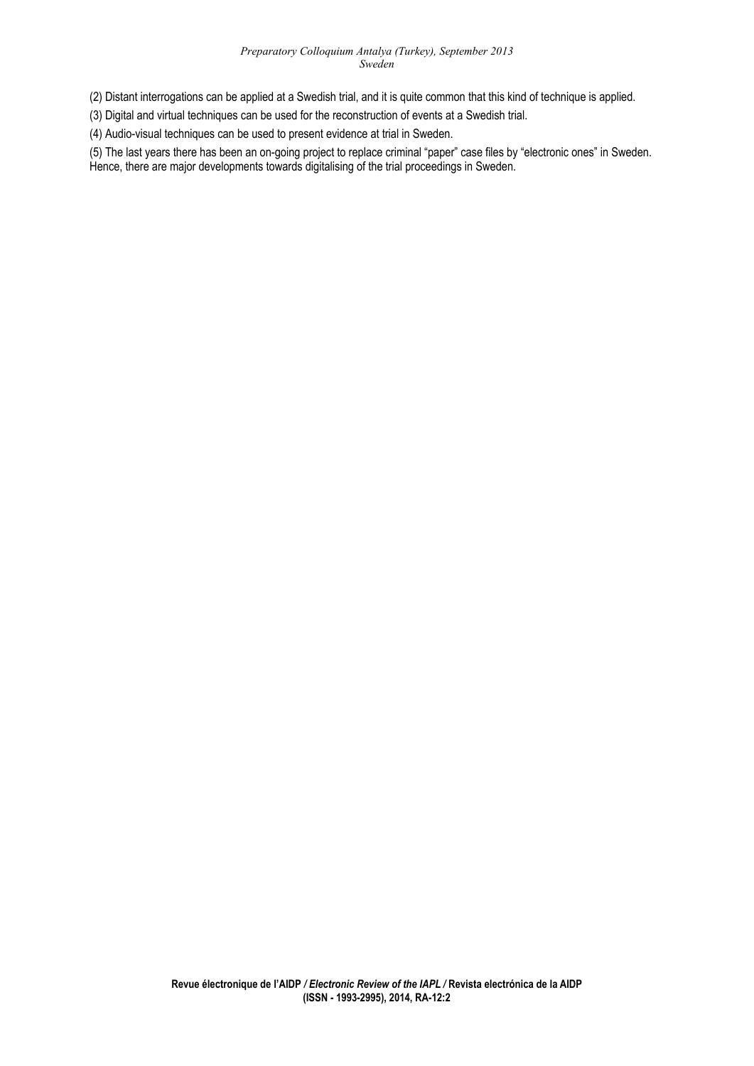(2) Distant interrogations can be applied at a Swedish trial, and it is quite common that this kind of technique is applied.

(3) Digital and virtual techniques can be used for the reconstruction of events at a Swedish trial.

(4) Audio-visual techniques can be used to present evidence at trial in Sweden.

(5) The last years there has been an on-going project to replace criminal "paper" case files by "electronic ones" in Sweden. Hence, there are major developments towards digitalising of the trial proceedings in Sweden.